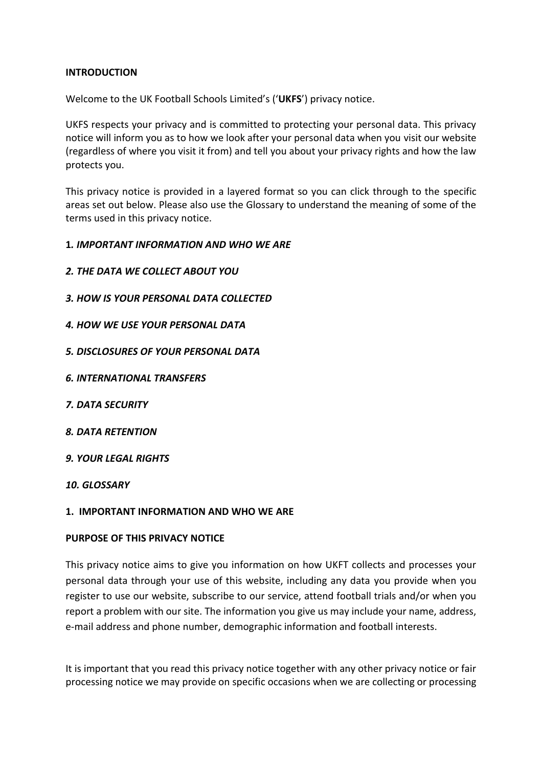**INTRODUCTION**

Welcome to the UK Football Schools Limited's ('**UKFS**') privacy notice.

UKFS respects your privacy and is committed to protecting your personal data. This privacy notice will inform you as to how we look after your personal data when you visit our website (regardless of where you visit it from) and tell you about your privacy rights and how the law protects you.

This privacy notice is provided in a layered format so you can click through to the specific areas set out below. Please also use the Glossary to understand the meaning of some of the terms used in this privacy notice.

**1.** ***IMPORTANT INFORMATION AND WHO WE ARE***

***2. THE DATA WE COLLECT ABOUT YOU***

***3. HOW IS YOUR PERSONAL DATA COLLECTED***

***4. HOW WE USE YOUR PERSONAL DATA***

***5. DISCLOSURES OF YOUR PERSONAL DATA***

***6. INTERNATIONAL TRANSFERS***

***7. DATA SECURITY***

***8. DATA RETENTION***

***9. YOUR LEGAL RIGHTS***

***10. GLOSSARY***

**1. IMPORTANT INFORMATION AND WHO WE ARE**

**PURPOSE OF THIS PRIVACY NOTICE**

This privacy notice aims to give you information on how UKFT collects and processes your personal data through your use of this website, including any data you provide when you register to use our website, subscribe to our service, attend football trials and/or when you report a problem with our site. The information you give us may include your name, address, e-mail address and phone number, demographic information and football interests.

It is important that you read this privacy notice together with any other privacy notice or fair processing notice we may provide on specific occasions when we are collecting or processing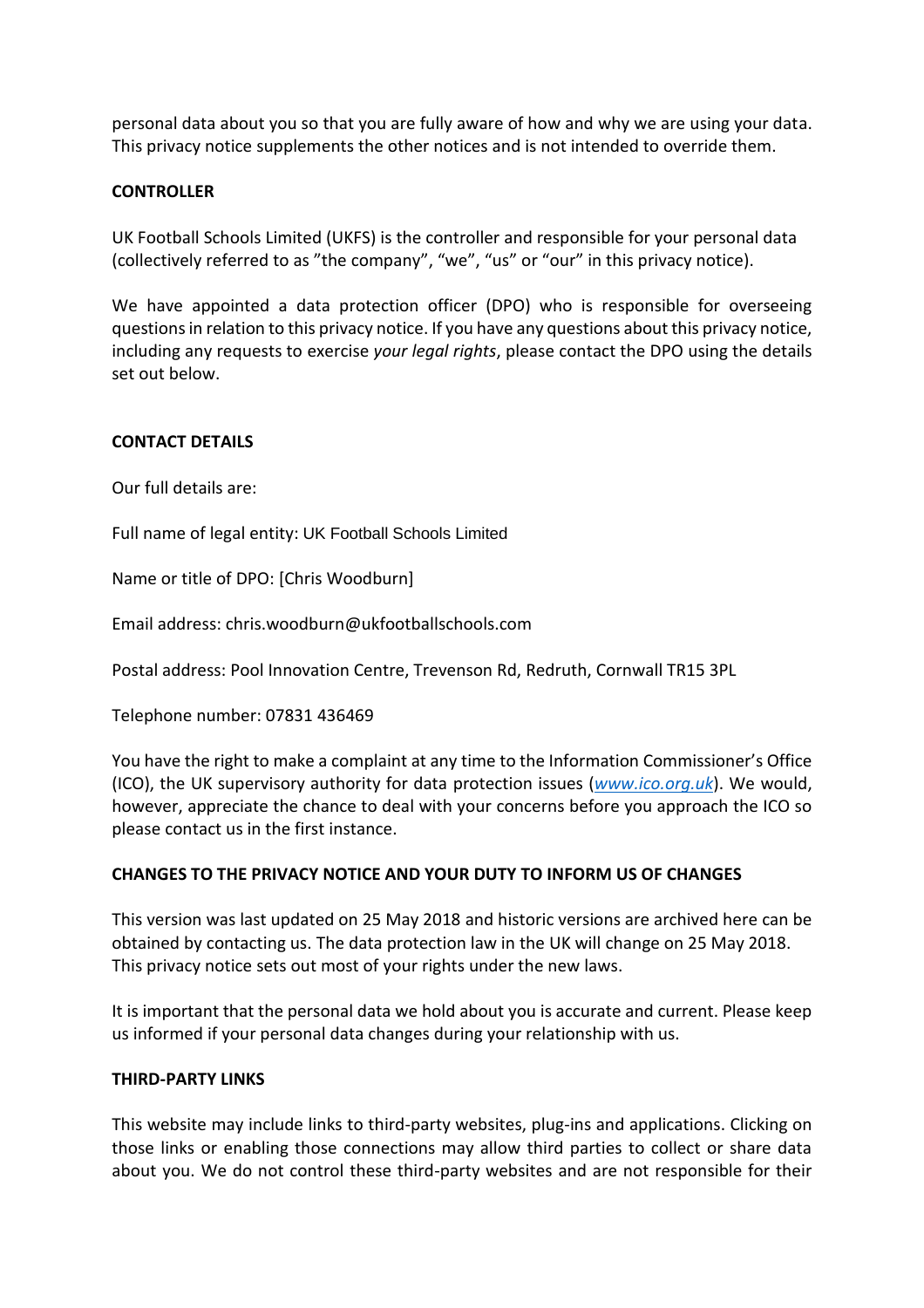personal data about you so that you are fully aware of how and why we are using your data. This privacy notice supplements the other notices and is not intended to override them.

**CONTROLLER**

UK Football Schools Limited (UKFS) is the controller and responsible for your personal data (collectively referred to as "the company", "we", "us" or "our" in this privacy notice).

We have appointed a data protection officer (DPO) who is responsible for overseeing questions in relation to this privacy notice. If you have any questions about this privacy notice, including any requests to exercise *your legal rights*, please contact the DPO using the details set out below.

**CONTACT DETAILS**

Our full details are:

Full name of legal entity: UK Football Schools Limited

Name or title of DPO: [Chris Woodburn]

Email address: chris.woodburn@ukfootballschools.com

Postal address: Pool Innovation Centre, Trevenson Rd, Redruth, Cornwall TR15 3PL

Telephone number: 07831 436469

You have the right to make a complaint at any time to the Information Commissioner's Office (ICO), the UK supervisory authority for data protection issues (*www.ico.org.uk*). We would, however, appreciate the chance to deal with your concerns before you approach the ICO so please contact us in the first instance.

**CHANGES TO THE PRIVACY NOTICE AND YOUR DUTY TO INFORM US OF CHANGES**

This version was last updated on 25 May 2018 and historic versions are archived here can be obtained by contacting us. The data protection law in the UK will change on 25 May 2018. This privacy notice sets out most of your rights under the new laws.

It is important that the personal data we hold about you is accurate and current. Please keep us informed if your personal data changes during your relationship with us.

**THIRD-PARTY LINKS**

This website may include links to third-party websites, plug-ins and applications. Clicking on those links or enabling those connections may allow third parties to collect or share data about you. We do not control these third-party websites and are not responsible for their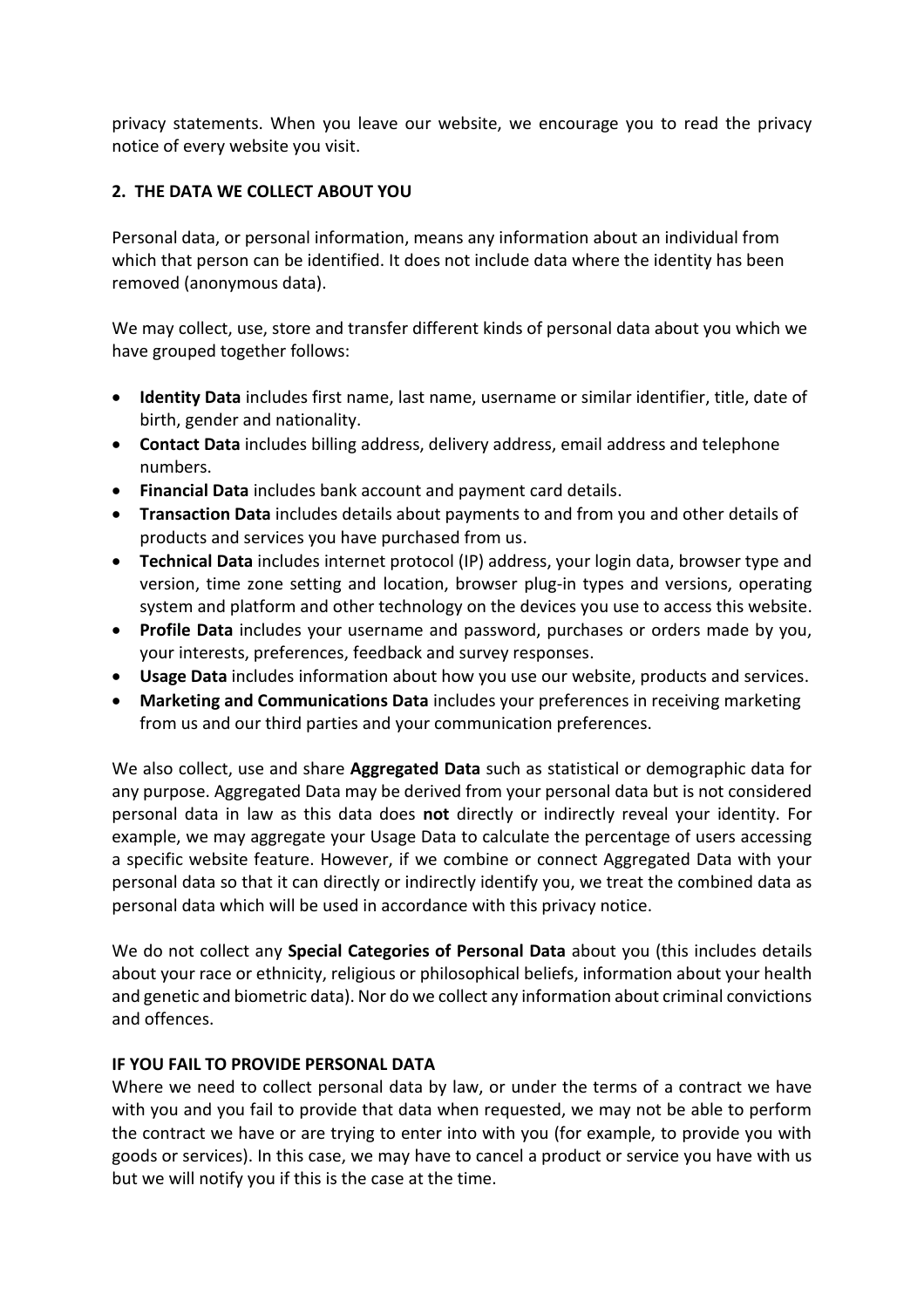privacy statements. When you leave our website, we encourage you to read the privacy notice of every website you visit.

## 2. THE DATA WE COLLECT ABOUT YOU

Personal data, or personal information, means any information about an individual from which that person can be identified. It does not include data where the identity has been removed (anonymous data).

We may collect, use, store and transfer different kinds of personal data about you which we have grouped together follows:

- **Identity Data** includes first name, last name, username or similar identifier, title, date of birth, gender and nationality.
- **Contact Data** includes billing address, delivery address, email address and telephone numbers.
- **Financial Data** includes bank account and payment card details.
- **Transaction Data** includes details about payments to and from you and other details of products and services you have purchased from us.
- **Technical Data** includes internet protocol (IP) address, your login data, browser type and version, time zone setting and location, browser plug-in types and versions, operating system and platform and other technology on the devices you use to access this website.
- **Profile Data** includes your username and password, purchases or orders made by you, your interests, preferences, feedback and survey responses.
- **Usage Data** includes information about how you use our website, products and services.
- **Marketing and Communications Data** includes your preferences in receiving marketing from us and our third parties and your communication preferences.

We also collect, use and share **Aggregated Data** such as statistical or demographic data for any purpose. Aggregated Data may be derived from your personal data but is not considered personal data in law as this data does **not** directly or indirectly reveal your identity. For example, we may aggregate your Usage Data to calculate the percentage of users accessing a specific website feature. However, if we combine or connect Aggregated Data with your personal data so that it can directly or indirectly identify you, we treat the combined data as personal data which will be used in accordance with this privacy notice.

We do not collect any **Special Categories of Personal Data** about you (this includes details about your race or ethnicity, religious or philosophical beliefs, information about your health and genetic and biometric data). Nor do we collect any information about criminal convictions and offences.

**IF YOU FAIL TO PROVIDE PERSONAL DATA**

Where we need to collect personal data by law, or under the terms of a contract we have with you and you fail to provide that data when requested, we may not be able to perform the contract we have or are trying to enter into with you (for example, to provide you with goods or services). In this case, we may have to cancel a product or service you have with us but we will notify you if this is the case at the time.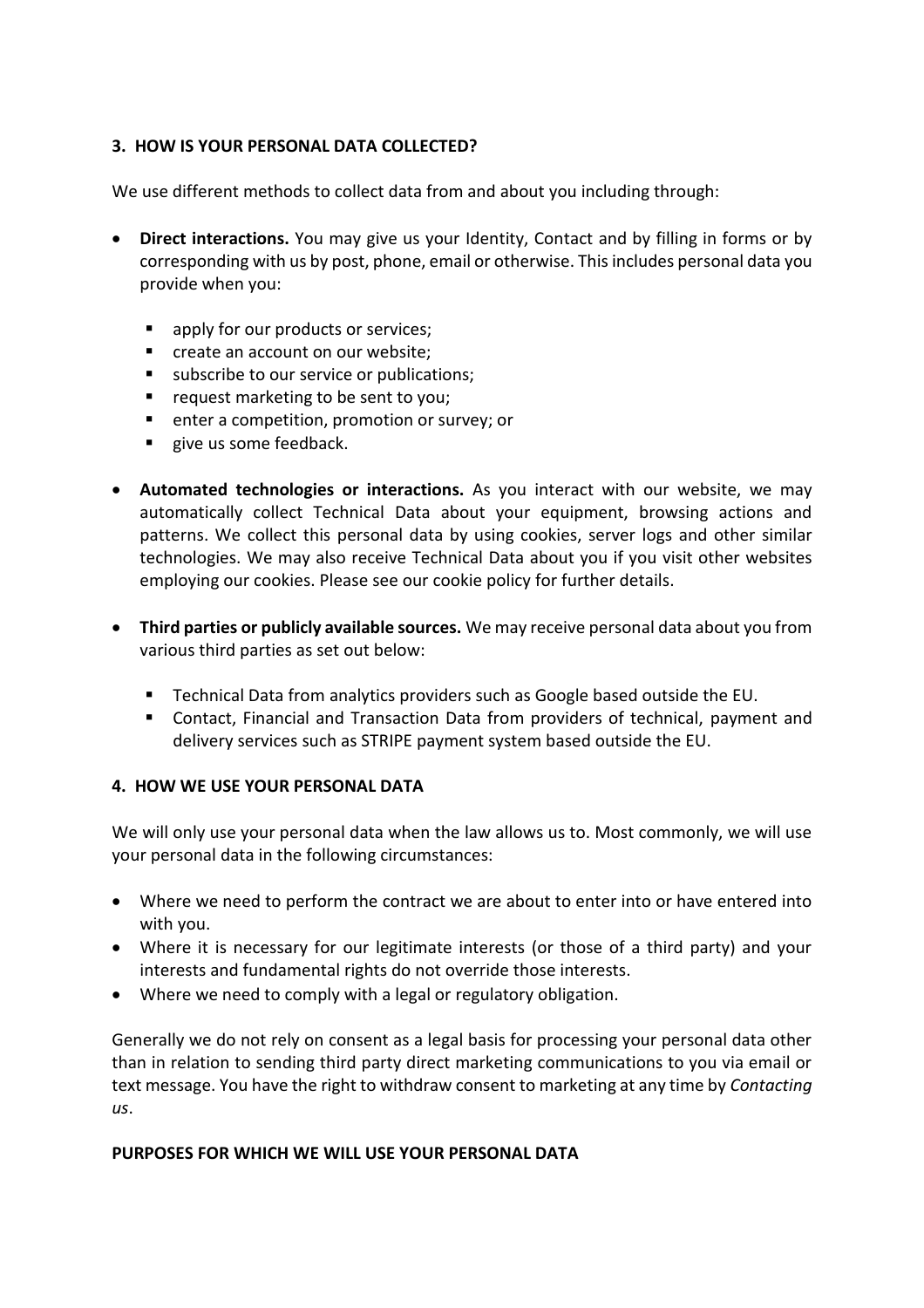## 3. HOW IS YOUR PERSONAL DATA COLLECTED?

We use different methods to collect data from and about you including through:

- **Direct interactions.** You may give us your Identity, Contact and by filling in forms or by corresponding with us by post, phone, email or otherwise. This includes personal data you provide when you:
  - apply for our products or services;
  - create an account on our website;
  - subscribe to our service or publications;
  - request marketing to be sent to you;
  - enter a competition, promotion or survey; or
  - give us some feedback.
- **Automated technologies or interactions.** As you interact with our website, we may automatically collect Technical Data about your equipment, browsing actions and patterns. We collect this personal data by using cookies, server logs and other similar technologies. We may also receive Technical Data about you if you visit other websites employing our cookies. Please see our cookie policy for further details.
- **Third parties or publicly available sources.** We may receive personal data about you from various third parties as set out below:
  - Technical Data from analytics providers such as Google based outside the EU.
  - Contact, Financial and Transaction Data from providers of technical, payment and delivery services such as STRIPE payment system based outside the EU.

## 4. HOW WE USE YOUR PERSONAL DATA

We will only use your personal data when the law allows us to. Most commonly, we will use your personal data in the following circumstances:

- Where we need to perform the contract we are about to enter into or have entered into with you.
- Where it is necessary for our legitimate interests (or those of a third party) and your interests and fundamental rights do not override those interests.
- Where we need to comply with a legal or regulatory obligation.

Generally we do not rely on consent as a legal basis for processing your personal data other than in relation to sending third party direct marketing communications to you via email or text message. You have the right to withdraw consent to marketing at any time by *Contacting us*.

### PURPOSES FOR WHICH WE WILL USE YOUR PERSONAL DATA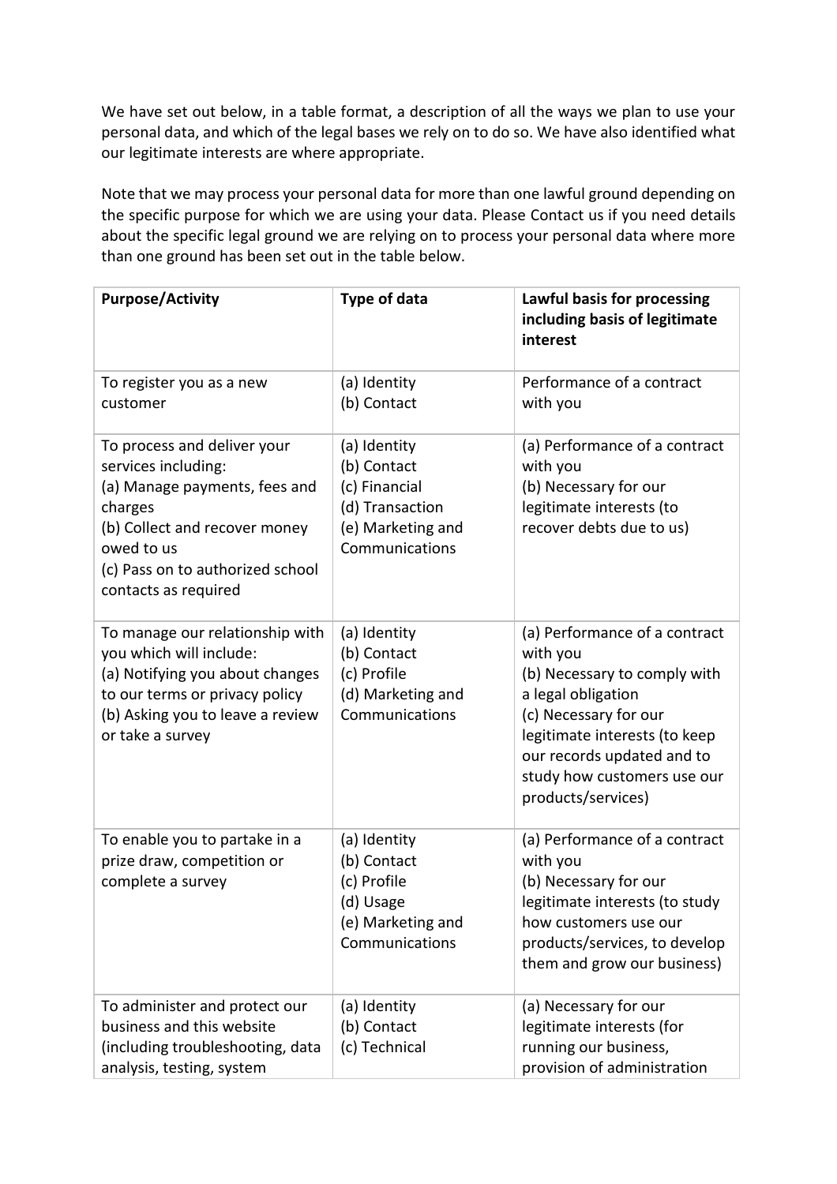We have set out below, in a table format, a description of all the ways we plan to use your personal data, and which of the legal bases we rely on to do so. We have also identified what our legitimate interests are where appropriate.

Note that we may process your personal data for more than one lawful ground depending on the specific purpose for which we are using your data. Please Contact us if you need details about the specific legal ground we are relying on to process your personal data where more than one ground has been set out in the table below.

| **Purpose/Activity** | **Type of data** | **Lawful basis for processing including basis of legitimate interest** |
|---|---|---|
| To register you as a new customer | (a) Identity<br>(b) Contact | Performance of a contract with you |
| To process and deliver your services including:<br>(a) Manage payments, fees and charges<br>(b) Collect and recover money owed to us<br>(c) Pass on to authorized school contacts as required | (a) Identity<br>(b) Contact<br>(c) Financial<br>(d) Transaction<br>(e) Marketing and Communications | (a) Performance of a contract with you<br>(b) Necessary for our legitimate interests (to recover debts due to us) |
| To manage our relationship with you which will include:<br>(a) Notifying you about changes to our terms or privacy policy<br>(b) Asking you to leave a review or take a survey | (a) Identity<br>(b) Contact<br>(c) Profile<br>(d) Marketing and Communications | (a) Performance of a contract with you<br>(b) Necessary to comply with a legal obligation<br>(c) Necessary for our legitimate interests (to keep our records updated and to study how customers use our products/services) |
| To enable you to partake in a prize draw, competition or complete a survey | (a) Identity<br>(b) Contact<br>(c) Profile<br>(d) Usage<br>(e) Marketing and Communications | (a) Performance of a contract with you<br>(b) Necessary for our legitimate interests (to study how customers use our products/services, to develop them and grow our business) |
| To administer and protect our business and this website (including troubleshooting, data analysis, testing, system | (a) Identity<br>(b) Contact<br>(c) Technical | (a) Necessary for our legitimate interests (for running our business, provision of administration |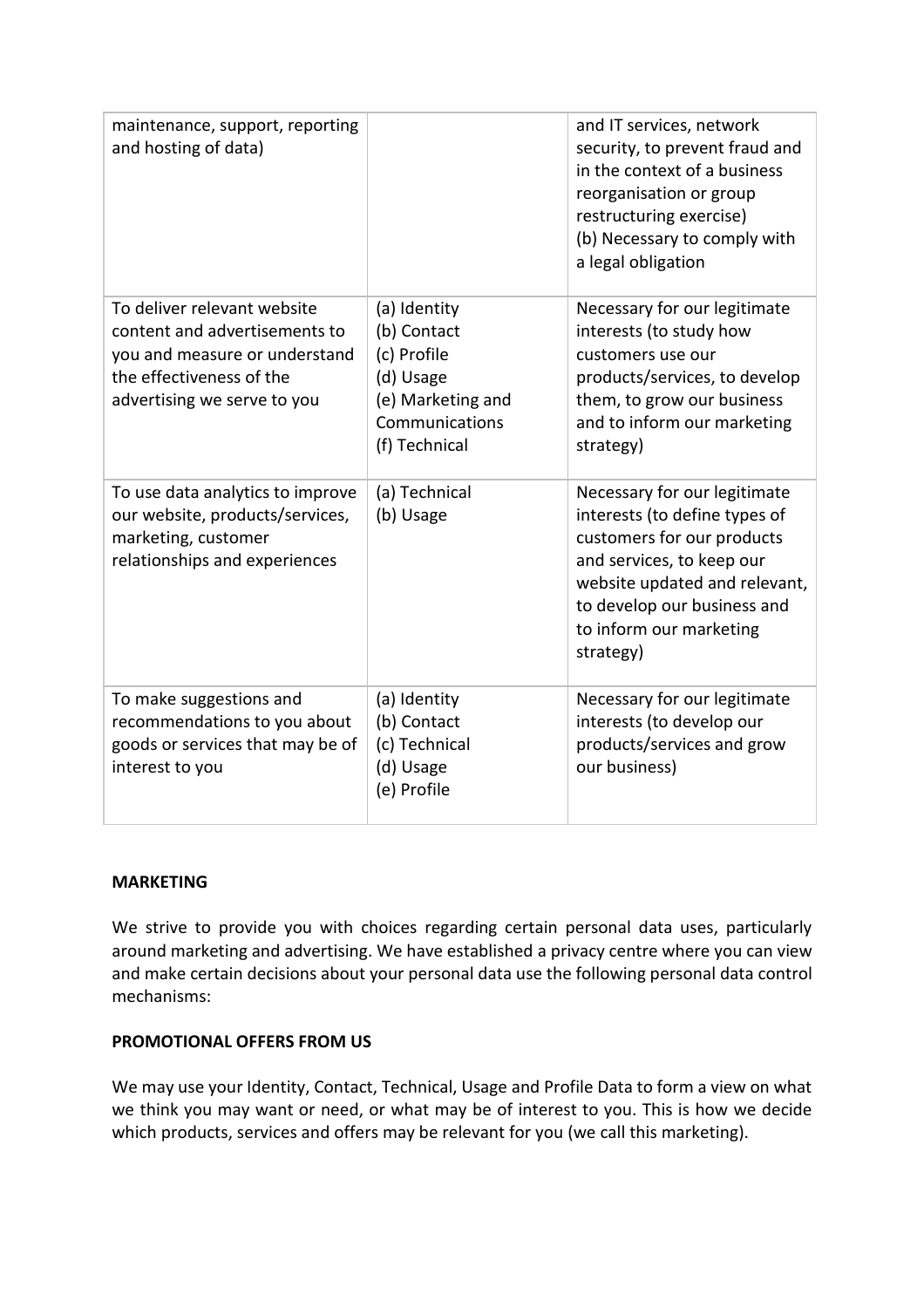| | | |
|---|---|---|
| maintenance, support, reporting and hosting of data) | | and IT services, network security, to prevent fraud and in the context of a business reorganisation or group restructuring exercise)<br>(b) Necessary to comply with a legal obligation |
| To deliver relevant website content and advertisements to you and measure or understand the effectiveness of the advertising we serve to you | (a) Identity<br>(b) Contact<br>(c) Profile<br>(d) Usage<br>(e) Marketing and Communications<br>(f) Technical | Necessary for our legitimate interests (to study how customers use our products/services, to develop them, to grow our business and to inform our marketing strategy) |
| To use data analytics to improve our website, products/services, marketing, customer relationships and experiences | (a) Technical<br>(b) Usage | Necessary for our legitimate interests (to define types of customers for our products and services, to keep our website updated and relevant, to develop our business and to inform our marketing strategy) |
| To make suggestions and recommendations to you about goods or services that may be of interest to you | (a) Identity<br>(b) Contact<br>(c) Technical<br>(d) Usage<br>(e) Profile | Necessary for our legitimate interests (to develop our products/services and grow our business) |

**MARKETING**

We strive to provide you with choices regarding certain personal data uses, particularly around marketing and advertising. We have established a privacy centre where you can view and make certain decisions about your personal data use the following personal data control mechanisms:

**PROMOTIONAL OFFERS FROM US**

We may use your Identity, Contact, Technical, Usage and Profile Data to form a view on what we think you may want or need, or what may be of interest to you. This is how we decide which products, services and offers may be relevant for you (we call this marketing).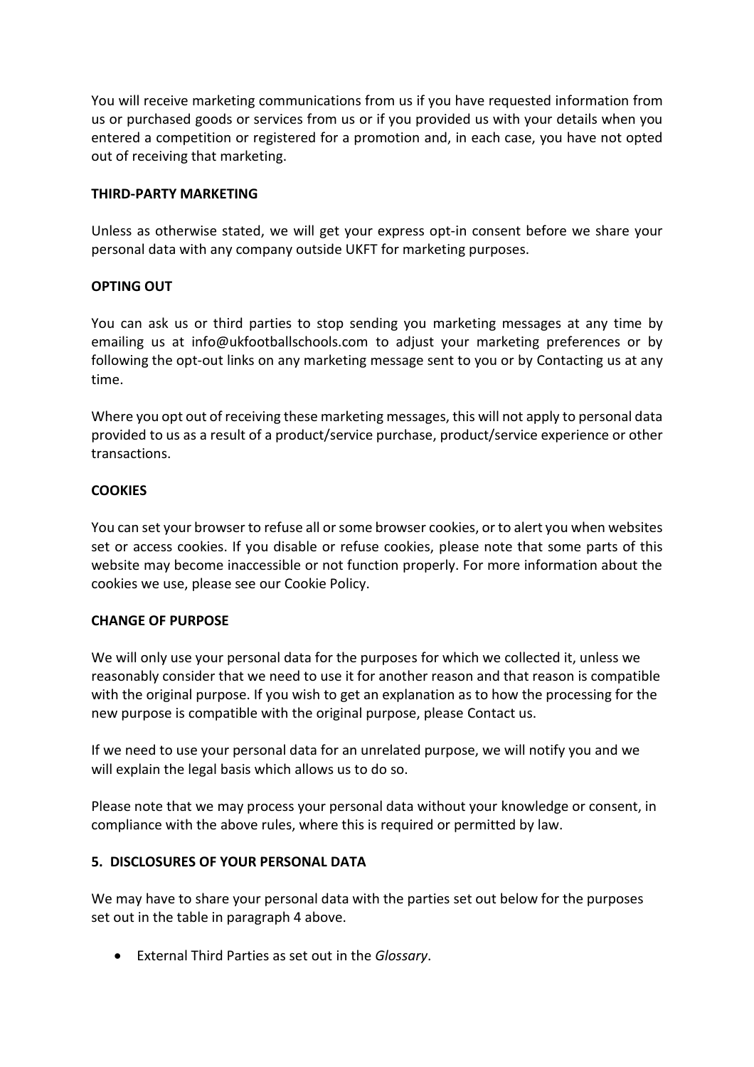You will receive marketing communications from us if you have requested information from us or purchased goods or services from us or if you provided us with your details when you entered a competition or registered for a promotion and, in each case, you have not opted out of receiving that marketing.

**THIRD-PARTY MARKETING**

Unless as otherwise stated, we will get your express opt-in consent before we share your personal data with any company outside UKFT for marketing purposes.

**OPTING OUT**

You can ask us or third parties to stop sending you marketing messages at any time by emailing us at info@ukfootballschools.com to adjust your marketing preferences or by following the opt-out links on any marketing message sent to you or by Contacting us at any time.

Where you opt out of receiving these marketing messages, this will not apply to personal data provided to us as a result of a product/service purchase, product/service experience or other transactions.

**COOKIES**

You can set your browser to refuse all or some browser cookies, or to alert you when websites set or access cookies. If you disable or refuse cookies, please note that some parts of this website may become inaccessible or not function properly. For more information about the cookies we use, please see our Cookie Policy.

**CHANGE OF PURPOSE**

We will only use your personal data for the purposes for which we collected it, unless we reasonably consider that we need to use it for another reason and that reason is compatible with the original purpose. If you wish to get an explanation as to how the processing for the new purpose is compatible with the original purpose, please Contact us.

If we need to use your personal data for an unrelated purpose, we will notify you and we will explain the legal basis which allows us to do so.

Please note that we may process your personal data without your knowledge or consent, in compliance with the above rules, where this is required or permitted by law.

**5. DISCLOSURES OF YOUR PERSONAL DATA**

We may have to share your personal data with the parties set out below for the purposes set out in the table in paragraph 4 above.

- External Third Parties as set out in the *Glossary*.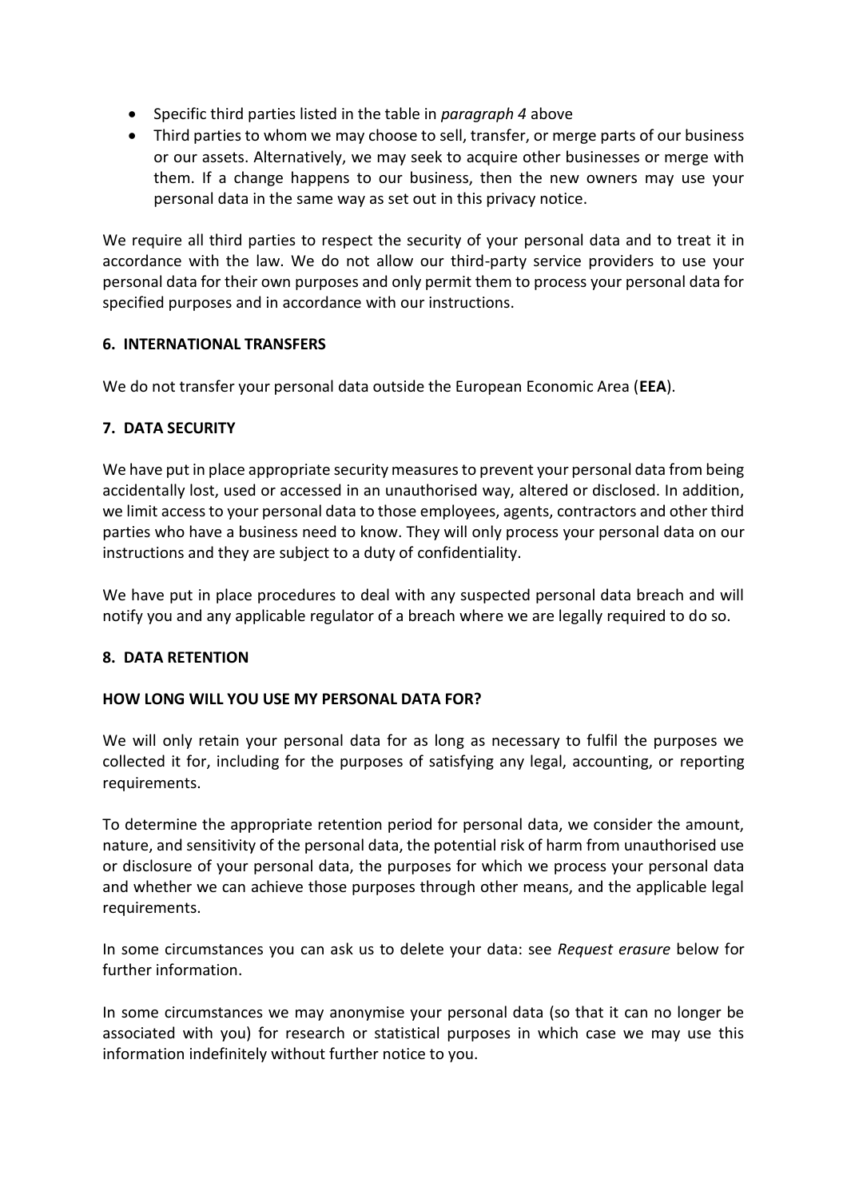- Specific third parties listed in the table in *paragraph 4* above
- Third parties to whom we may choose to sell, transfer, or merge parts of our business or our assets. Alternatively, we may seek to acquire other businesses or merge with them. If a change happens to our business, then the new owners may use your personal data in the same way as set out in this privacy notice.

We require all third parties to respect the security of your personal data and to treat it in accordance with the law. We do not allow our third-party service providers to use your personal data for their own purposes and only permit them to process your personal data for specified purposes and in accordance with our instructions.

## 6. INTERNATIONAL TRANSFERS

We do not transfer your personal data outside the European Economic Area (**EEA**).

## 7. DATA SECURITY

We have put in place appropriate security measures to prevent your personal data from being accidentally lost, used or accessed in an unauthorised way, altered or disclosed. In addition, we limit access to your personal data to those employees, agents, contractors and other third parties who have a business need to know. They will only process your personal data on our instructions and they are subject to a duty of confidentiality.

We have put in place procedures to deal with any suspected personal data breach and will notify you and any applicable regulator of a breach where we are legally required to do so.

## 8. DATA RETENTION

### HOW LONG WILL YOU USE MY PERSONAL DATA FOR?

We will only retain your personal data for as long as necessary to fulfil the purposes we collected it for, including for the purposes of satisfying any legal, accounting, or reporting requirements.

To determine the appropriate retention period for personal data, we consider the amount, nature, and sensitivity of the personal data, the potential risk of harm from unauthorised use or disclosure of your personal data, the purposes for which we process your personal data and whether we can achieve those purposes through other means, and the applicable legal requirements.

In some circumstances you can ask us to delete your data: see *Request erasure* below for further information.

In some circumstances we may anonymise your personal data (so that it can no longer be associated with you) for research or statistical purposes in which case we may use this information indefinitely without further notice to you.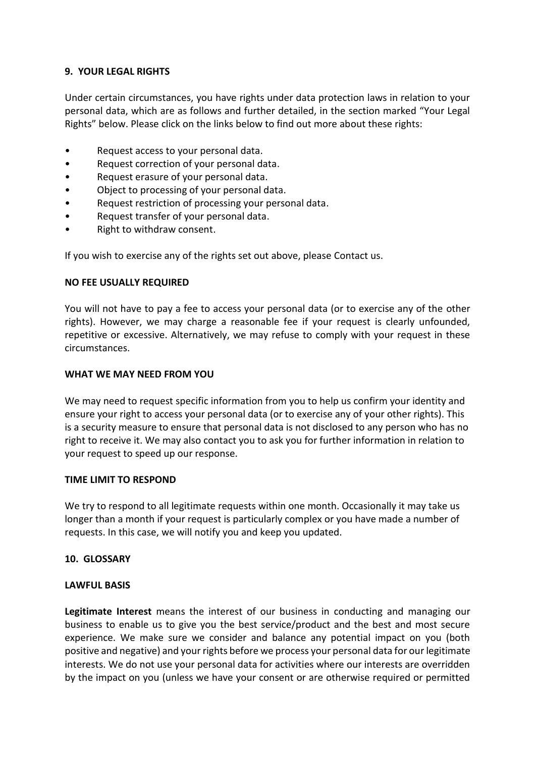## 9. YOUR LEGAL RIGHTS

Under certain circumstances, you have rights under data protection laws in relation to your personal data, which are as follows and further detailed, in the section marked "Your Legal Rights" below. Please click on the links below to find out more about these rights:

- Request access to your personal data.
- Request correction of your personal data.
- Request erasure of your personal data.
- Object to processing of your personal data.
- Request restriction of processing your personal data.
- Request transfer of your personal data.
- Right to withdraw consent.

If you wish to exercise any of the rights set out above, please Contact us.

### NO FEE USUALLY REQUIRED

You will not have to pay a fee to access your personal data (or to exercise any of the other rights). However, we may charge a reasonable fee if your request is clearly unfounded, repetitive or excessive. Alternatively, we may refuse to comply with your request in these circumstances.

### WHAT WE MAY NEED FROM YOU

We may need to request specific information from you to help us confirm your identity and ensure your right to access your personal data (or to exercise any of your other rights). This is a security measure to ensure that personal data is not disclosed to any person who has no right to receive it. We may also contact you to ask you for further information in relation to your request to speed up our response.

### TIME LIMIT TO RESPOND

We try to respond to all legitimate requests within one month. Occasionally it may take us longer than a month if your request is particularly complex or you have made a number of requests. In this case, we will notify you and keep you updated.

## 10. GLOSSARY

### LAWFUL BASIS

**Legitimate Interest** means the interest of our business in conducting and managing our business to enable us to give you the best service/product and the best and most secure experience. We make sure we consider and balance any potential impact on you (both positive and negative) and your rights before we process your personal data for our legitimate interests. We do not use your personal data for activities where our interests are overridden by the impact on you (unless we have your consent or are otherwise required or permitted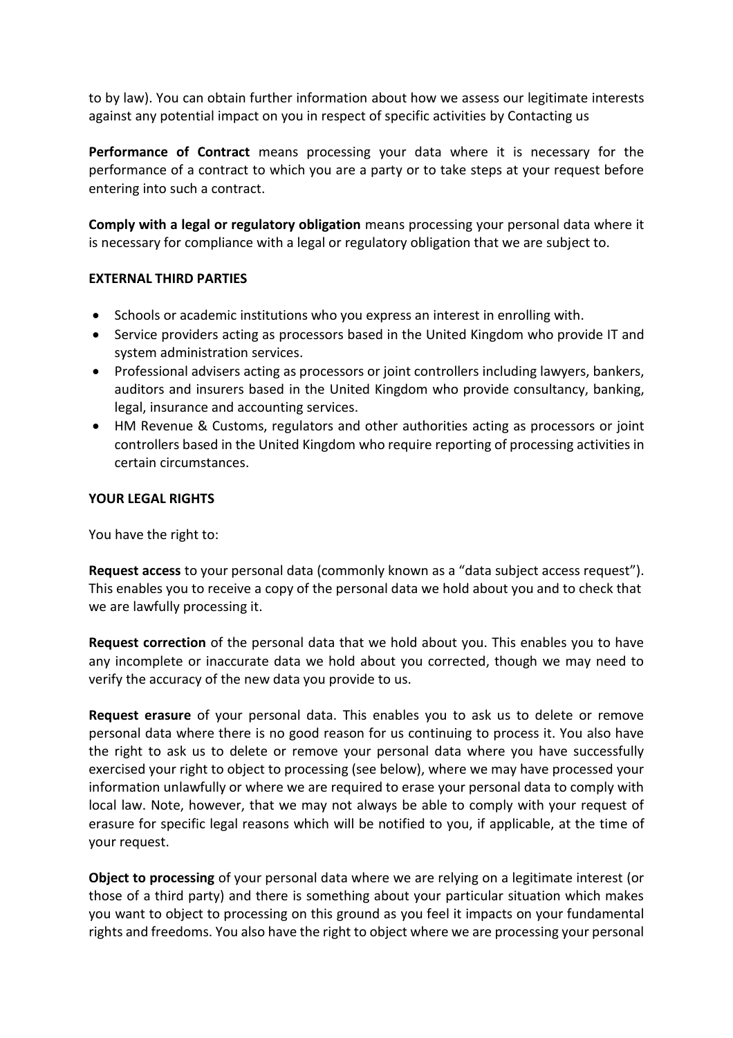to by law). You can obtain further information about how we assess our legitimate interests against any potential impact on you in respect of specific activities by Contacting us

**Performance of Contract** means processing your data where it is necessary for the performance of a contract to which you are a party or to take steps at your request before entering into such a contract.

**Comply with a legal or regulatory obligation** means processing your personal data where it is necessary for compliance with a legal or regulatory obligation that we are subject to.

**EXTERNAL THIRD PARTIES**

- Schools or academic institutions who you express an interest in enrolling with.
- Service providers acting as processors based in the United Kingdom who provide IT and system administration services.
- Professional advisers acting as processors or joint controllers including lawyers, bankers, auditors and insurers based in the United Kingdom who provide consultancy, banking, legal, insurance and accounting services.
- HM Revenue & Customs, regulators and other authorities acting as processors or joint controllers based in the United Kingdom who require reporting of processing activities in certain circumstances.

**YOUR LEGAL RIGHTS**

You have the right to:

**Request access** to your personal data (commonly known as a "data subject access request"). This enables you to receive a copy of the personal data we hold about you and to check that we are lawfully processing it.

**Request correction** of the personal data that we hold about you. This enables you to have any incomplete or inaccurate data we hold about you corrected, though we may need to verify the accuracy of the new data you provide to us.

**Request erasure** of your personal data. This enables you to ask us to delete or remove personal data where there is no good reason for us continuing to process it. You also have the right to ask us to delete or remove your personal data where you have successfully exercised your right to object to processing (see below), where we may have processed your information unlawfully or where we are required to erase your personal data to comply with local law. Note, however, that we may not always be able to comply with your request of erasure for specific legal reasons which will be notified to you, if applicable, at the time of your request.

**Object to processing** of your personal data where we are relying on a legitimate interest (or those of a third party) and there is something about your particular situation which makes you want to object to processing on this ground as you feel it impacts on your fundamental rights and freedoms. You also have the right to object where we are processing your personal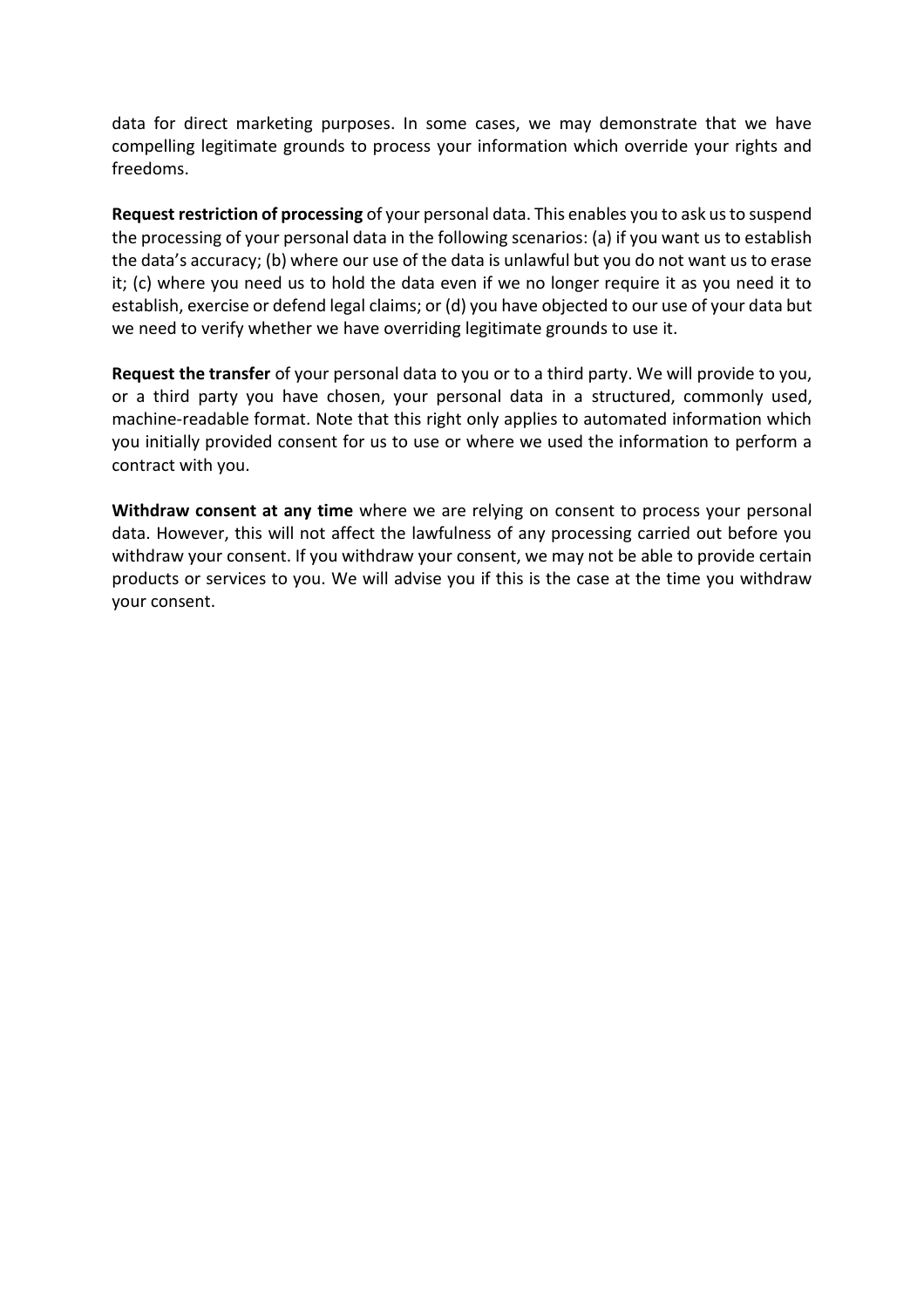data for direct marketing purposes. In some cases, we may demonstrate that we have compelling legitimate grounds to process your information which override your rights and freedoms.

**Request restriction of processing** of your personal data. This enables you to ask us to suspend the processing of your personal data in the following scenarios: (a) if you want us to establish the data's accuracy; (b) where our use of the data is unlawful but you do not want us to erase it; (c) where you need us to hold the data even if we no longer require it as you need it to establish, exercise or defend legal claims; or (d) you have objected to our use of your data but we need to verify whether we have overriding legitimate grounds to use it.

**Request the transfer** of your personal data to you or to a third party. We will provide to you, or a third party you have chosen, your personal data in a structured, commonly used, machine-readable format. Note that this right only applies to automated information which you initially provided consent for us to use or where we used the information to perform a contract with you.

**Withdraw consent at any time** where we are relying on consent to process your personal data. However, this will not affect the lawfulness of any processing carried out before you withdraw your consent. If you withdraw your consent, we may not be able to provide certain products or services to you. We will advise you if this is the case at the time you withdraw your consent.